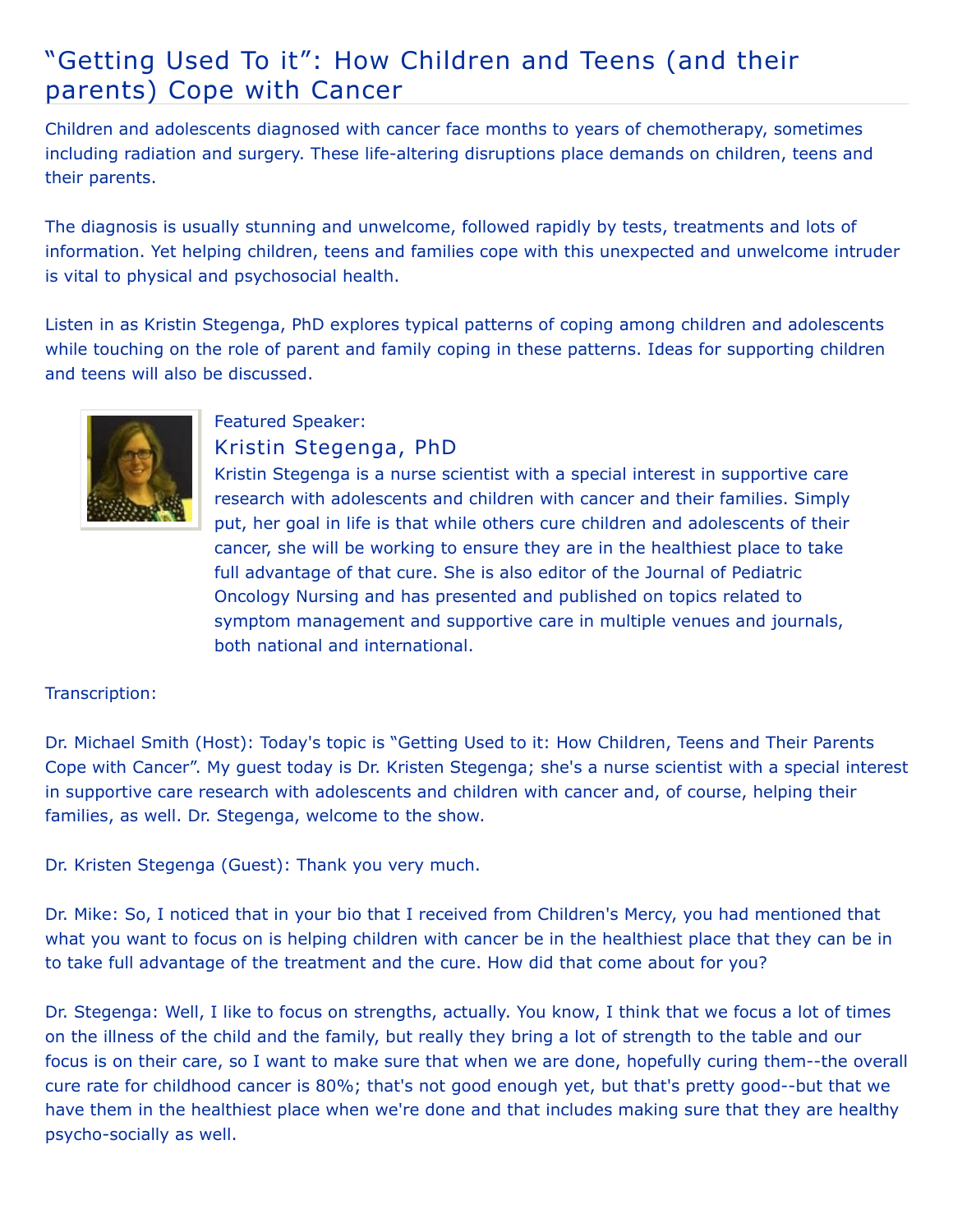# "Getting Used To it": How Children and Teens (and their parents) Cope with Cancer

Children and adolescents diagnosed with cancer face months to years of chemotherapy, sometimes including radiation and surgery. These life-altering disruptions place demands on children, teens and their parents.

The diagnosis is usually stunning and unwelcome, followed rapidly by tests, treatments and lots of information. Yet helping children, teens and families cope with this unexpected and unwelcome intruder is vital to physical and psychosocial health.

Listen in as Kristin Stegenga, PhD explores typical patterns of coping among children and adolescents while touching on the role of parent and family coping in these patterns. Ideas for supporting children and teens will also be discussed.

Featured Speaker:

## Kristin Stegenga, PhD

Kristin Stegenga is a nurse scientist with a special interest in supportive care research with adolescents and children with cancer and their families. Simply put, her goal in life is that while others cure children and adolescents of their cancer, she will be working to ensure they are in the healthiest place to take full advantage of that cure. She is also editor of the Journal of Pediatric Oncology Nursing and has presented and published on topics related to symptom management and supportive care in multiple venues and journals, both national and international.

Transcription:

Dr. Michael Smith (Host): Today's topic is "Getting Used to it: How Children, Teens and Their Parents Cope with Cancer". My guest today is Dr. Kristen Stegenga; she's a nurse scientist with a special interest in supportive care research with adolescents and children with cancer and, of course, helping their families, as well. Dr. Stegenga, welcome to the show.

Dr. Kristen Stegenga (Guest): Thank you very much.

Dr. Mike: So, I noticed that in your bio that I received from Children's Mercy, you had mentioned that what you want to focus on is helping children with cancer be in the healthiest place that they can be in to take full advantage of the treatment and the cure. How did that come about for you?

Dr. Stegenga: Well, I like to focus on strengths, actually. You know, I think that we focus a lot of times on the illness of the child and the family, but really they bring a lot of strength to the table and our focus is on their care, so I want to make sure that when we are done, hopefully curing them--the overall cure rate for childhood cancer is 80%; that's not good enough yet, but that's pretty good--but that we have them in the healthiest place when we're done and that includes making sure that they are healthy psycho-socially as well.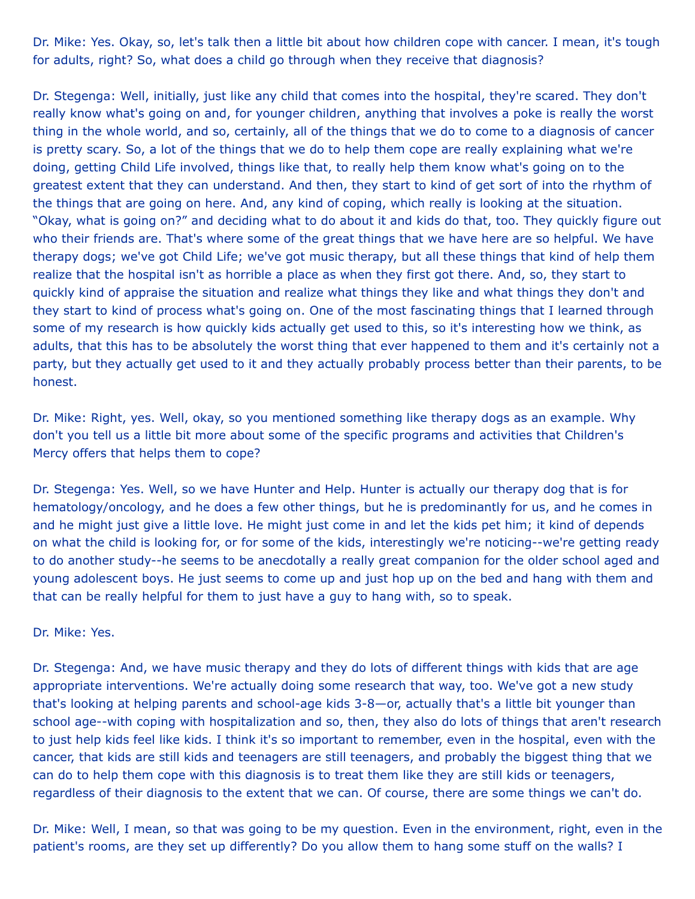Dr. Mike: Yes. Okay, so, let's talk then a little bit about how children cope with cancer. I mean, it's tough for adults, right? So, what does a child go through when they receive that diagnosis?

Dr. Stegenga: Well, initially, just like any child that comes into the hospital, they're scared. They don't really know what's going on and, for younger children, anything that involves a poke is really the worst thing in the whole world, and so, certainly, all of the things that we do to come to a diagnosis of cancer is pretty scary. So, a lot of the things that we do to help them cope are really explaining what we're doing, getting Child Life involved, things like that, to really help them know what's going on to the greatest extent that they can understand. And then, they start to kind of get sort of into the rhythm of the things that are going on here. And, any kind of coping, which really is looking at the situation. "Okay, what is going on?" and deciding what to do about it and kids do that, too. They quickly figure out who their friends are. That's where some of the great things that we have here are so helpful. We have therapy dogs; we've got Child Life; we've got music therapy, but all these things that kind of help them realize that the hospital isn't as horrible a place as when they first got there. And, so, they start to quickly kind of appraise the situation and realize what things they like and what things they don't and they start to kind of process what's going on. One of the most fascinating things that I learned through some of my research is how quickly kids actually get used to this, so it's interesting how we think, as adults, that this has to be absolutely the worst thing that ever happened to them and it's certainly not a party, but they actually get used to it and they actually probably process better than their parents, to be honest.

Dr. Mike: Right, yes. Well, okay, so you mentioned something like therapy dogs as an example. Why don't you tell us a little bit more about some of the specific programs and activities that Children's Mercy offers that helps them to cope?

Dr. Stegenga: Yes. Well, so we have Hunter and Help. Hunter is actually our therapy dog that is for hematology/oncology, and he does a few other things, but he is predominantly for us, and he comes in and he might just give a little love. He might just come in and let the kids pet him; it kind of depends on what the child is looking for, or for some of the kids, interestingly we're noticing--we're getting ready to do another study--he seems to be anecdotally a really great companion for the older school aged and young adolescent boys. He just seems to come up and just hop up on the bed and hang with them and that can be really helpful for them to just have a guy to hang with, so to speak.

Dr. Mike: Yes.

Dr. Stegenga: And, we have music therapy and they do lots of different things with kids that are age appropriate interventions. We're actually doing some research that way, too. We've got a new study that's looking at helping parents and school-age kids 3-8—or, actually that's a little bit younger than school age--with coping with hospitalization and so, then, they also do lots of things that aren't research to just help kids feel like kids. I think it's so important to remember, even in the hospital, even with the cancer, that kids are still kids and teenagers are still teenagers, and probably the biggest thing that we can do to help them cope with this diagnosis is to treat them like they are still kids or teenagers, regardless of their diagnosis to the extent that we can. Of course, there are some things we can't do.

Dr. Mike: Well, I mean, so that was going to be my question. Even in the environment, right, even in the patient's rooms, are they set up differently? Do you allow them to hang some stuff on the walls? I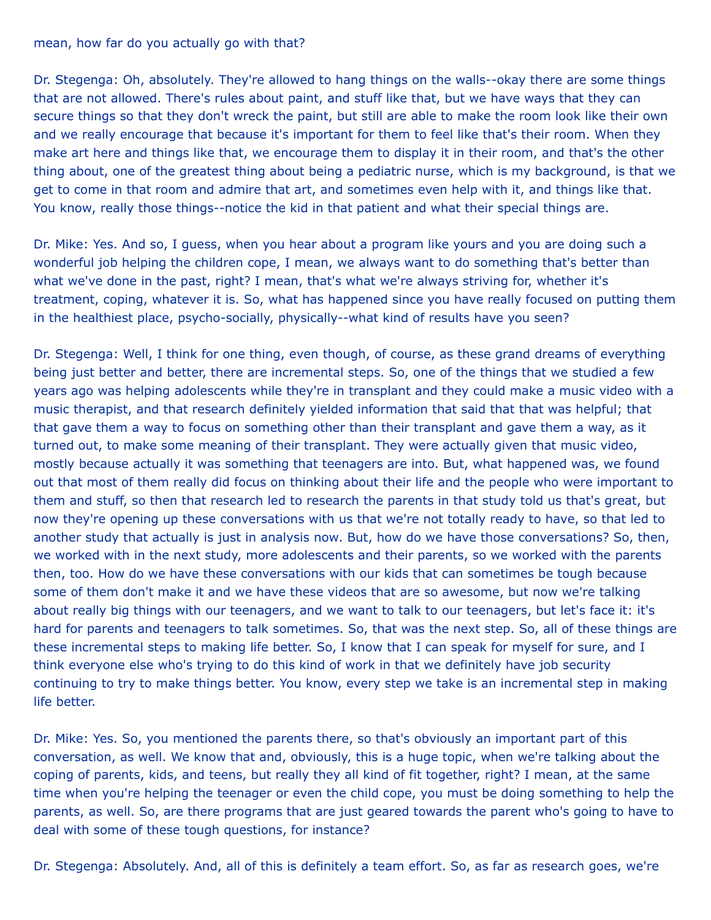mean, how far do you actually go with that?

Dr. Stegenga: Oh, absolutely. They're allowed to hang things on the walls--okay there are some things that are not allowed. There's rules about paint, and stuff like that, but we have ways that they can secure things so that they don't wreck the paint, but still are able to make the room look like their own and we really encourage that because it's important for them to feel like that's their room. When they make art here and things like that, we encourage them to display it in their room, and that's the other thing about, one of the greatest thing about being a pediatric nurse, which is my background, is that we get to come in that room and admire that art, and sometimes even help with it, and things like that. You know, really those things--notice the kid in that patient and what their special things are.

Dr. Mike: Yes. And so, I guess, when you hear about a program like yours and you are doing such a wonderful job helping the children cope, I mean, we always want to do something that's better than what we've done in the past, right? I mean, that's what we're always striving for, whether it's treatment, coping, whatever it is. So, what has happened since you have really focused on putting them in the healthiest place, psycho-socially, physically--what kind of results have you seen?

Dr. Stegenga: Well, I think for one thing, even though, of course, as these grand dreams of everything being just better and better, there are incremental steps. So, one of the things that we studied a few years ago was helping adolescents while they're in transplant and they could make a music video with a music therapist, and that research definitely yielded information that said that that was helpful; that that gave them a way to focus on something other than their transplant and gave them a way, as it turned out, to make some meaning of their transplant. They were actually given that music video, mostly because actually it was something that teenagers are into. But, what happened was, we found out that most of them really did focus on thinking about their life and the people who were important to them and stuff, so then that research led to research the parents in that study told us that's great, but now they're opening up these conversations with us that we're not totally ready to have, so that led to another study that actually is just in analysis now. But, how do we have those conversations? So, then, we worked with in the next study, more adolescents and their parents, so we worked with the parents then, too. How do we have these conversations with our kids that can sometimes be tough because some of them don't make it and we have these videos that are so awesome, but now we're talking about really big things with our teenagers, and we want to talk to our teenagers, but let's face it: it's hard for parents and teenagers to talk sometimes. So, that was the next step. So, all of these things are these incremental steps to making life better. So, I know that I can speak for myself for sure, and I think everyone else who's trying to do this kind of work in that we definitely have job security continuing to try to make things better. You know, every step we take is an incremental step in making life better.

Dr. Mike: Yes. So, you mentioned the parents there, so that's obviously an important part of this conversation, as well. We know that and, obviously, this is a huge topic, when we're talking about the coping of parents, kids, and teens, but really they all kind of fit together, right? I mean, at the same time when you're helping the teenager or even the child cope, you must be doing something to help the parents, as well. So, are there programs that are just geared towards the parent who's going to have to deal with some of these tough questions, for instance?

Dr. Stegenga: Absolutely. And, all of this is definitely a team effort. So, as far as research goes, we're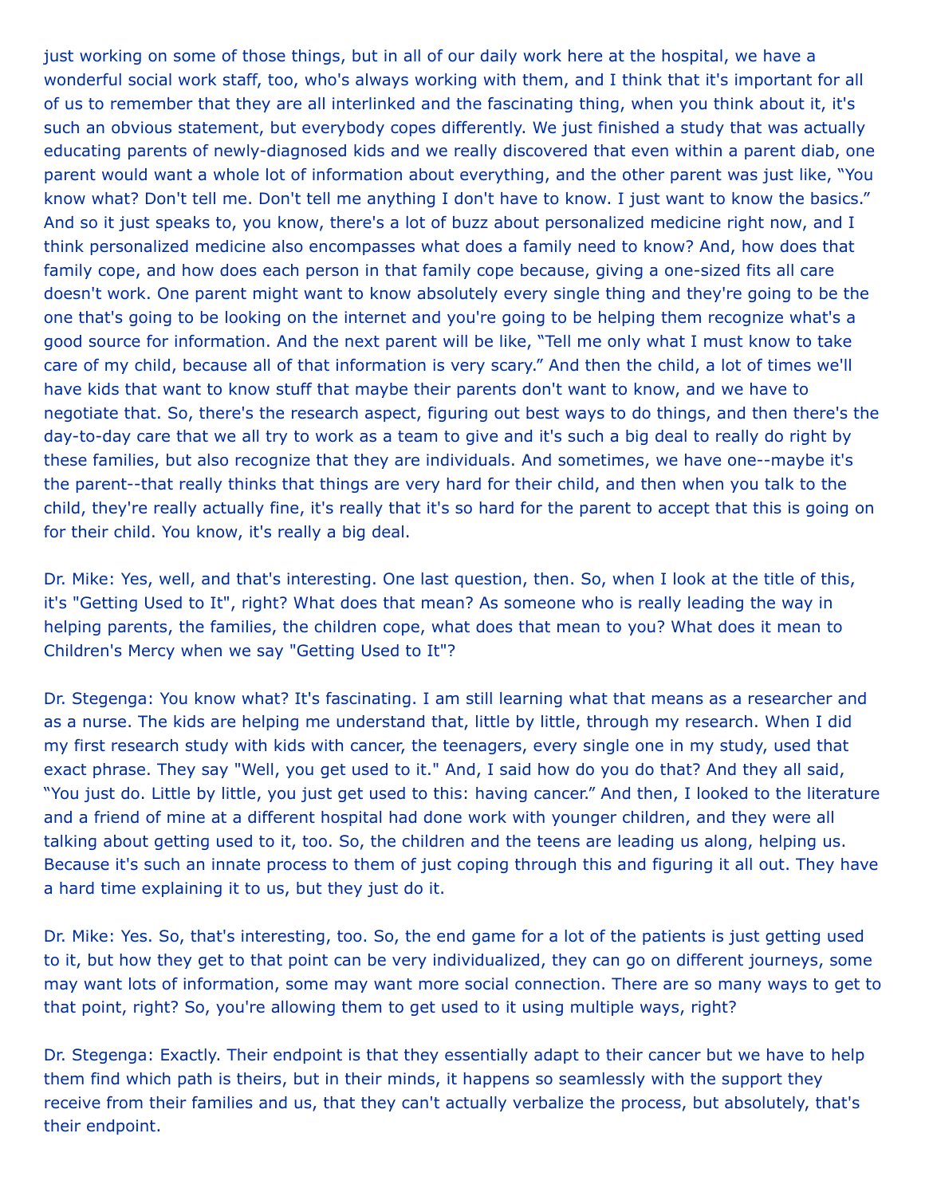just working on some of those things, but in all of our daily work here at the hospital, we have a wonderful social work staff, too, who's always working with them, and I think that it's important for all of us to remember that they are all interlinked and the fascinating thing, when you think about it, it's such an obvious statement, but everybody copes differently. We just finished a study that was actually educating parents of newly-diagnosed kids and we really discovered that even within a parent diab, one parent would want a whole lot of information about everything, and the other parent was just like, "You know what? Don't tell me. Don't tell me anything I don't have to know. I just want to know the basics." And so it just speaks to, you know, there's a lot of buzz about personalized medicine right now, and I think personalized medicine also encompasses what does a family need to know? And, how does that family cope, and how does each person in that family cope because, giving a one-sized fits all care doesn't work. One parent might want to know absolutely every single thing and they're going to be the one that's going to be looking on the internet and you're going to be helping them recognize what's a good source for information. And the next parent will be like, "Tell me only what I must know to take care of my child, because all of that information is very scary." And then the child, a lot of times we'll have kids that want to know stuff that maybe their parents don't want to know, and we have to negotiate that. So, there's the research aspect, figuring out best ways to do things, and then there's the day-to-day care that we all try to work as a team to give and it's such a big deal to really do right by these families, but also recognize that they are individuals. And sometimes, we have one--maybe it's the parent--that really thinks that things are very hard for their child, and then when you talk to the child, they're really actually fine, it's really that it's so hard for the parent to accept that this is going on for their child. You know, it's really a big deal.

Dr. Mike: Yes, well, and that's interesting. One last question, then. So, when I look at the title of this, it's "Getting Used to It", right? What does that mean? As someone who is really leading the way in helping parents, the families, the children cope, what does that mean to you? What does it mean to Children's Mercy when we say "Getting Used to It"?

Dr. Stegenga: You know what? It's fascinating. I am still learning what that means as a researcher and as a nurse. The kids are helping me understand that, little by little, through my research. When I did my first research study with kids with cancer, the teenagers, every single one in my study, used that exact phrase. They say "Well, you get used to it." And, I said how do you do that? And they all said, "You just do. Little by little, you just get used to this: having cancer." And then, I looked to the literature and a friend of mine at a different hospital had done work with younger children, and they were all talking about getting used to it, too. So, the children and the teens are leading us along, helping us. Because it's such an innate process to them of just coping through this and figuring it all out. They have a hard time explaining it to us, but they just do it.

Dr. Mike: Yes. So, that's interesting, too. So, the end game for a lot of the patients is just getting used to it, but how they get to that point can be very individualized, they can go on different journeys, some may want lots of information, some may want more social connection. There are so many ways to get to that point, right? So, you're allowing them to get used to it using multiple ways, right?

Dr. Stegenga: Exactly. Their endpoint is that they essentially adapt to their cancer but we have to help them find which path is theirs, but in their minds, it happens so seamlessly with the support they receive from their families and us, that they can't actually verbalize the process, but absolutely, that's their endpoint.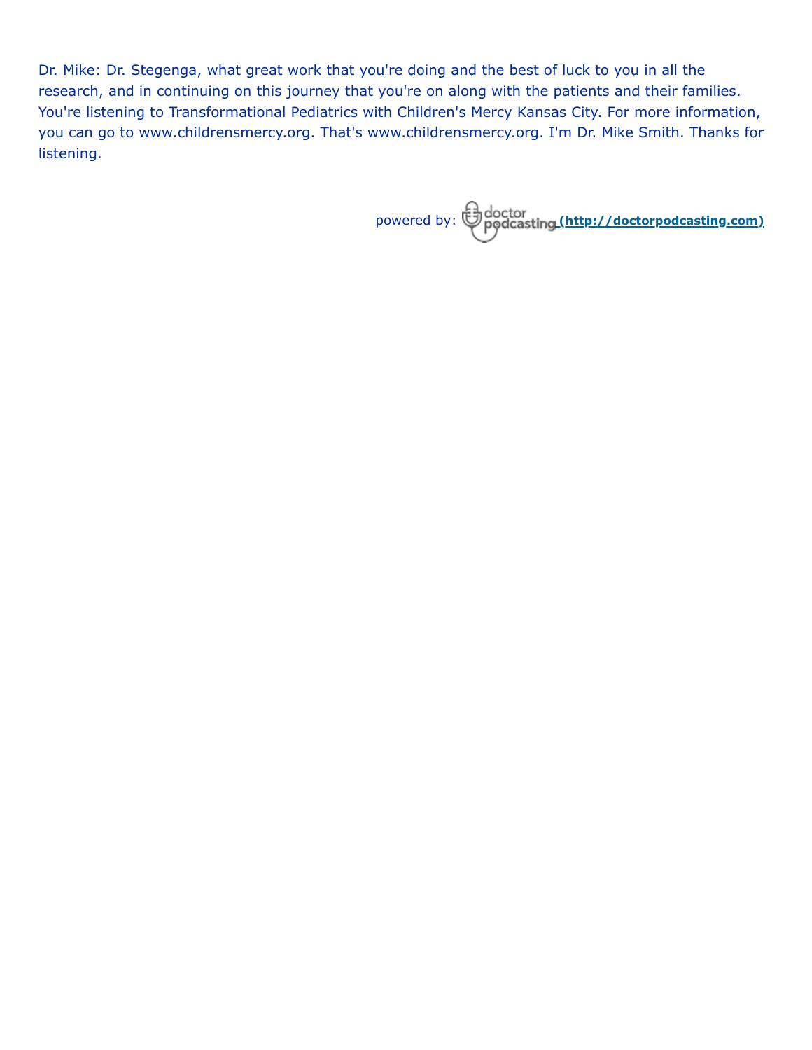Dr. Mike: Dr. Stegenga, what great work that you're doing and the best of luck to you in all the research, and in continuing on this journey that you're on along with the patients and their families. You're listening to Transformational Pediatrics with Children's Mercy Kansas City. For more information, you can go to www.childrensmercy.org. That's www.childrensmercy.org. I'm Dr. Mike Smith. Thanks for listening.

powered by: doctor podcasting (http://doctorpodcasting.com)